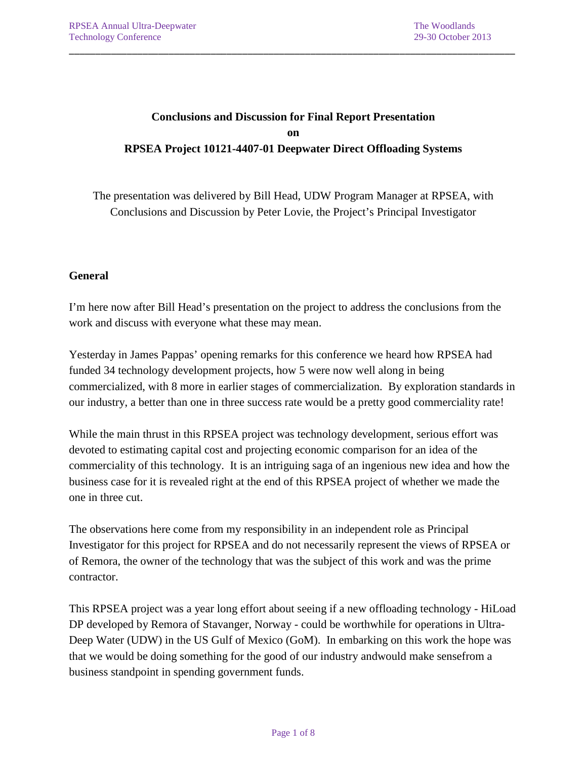**Conclusions and Discussion for Final Report Presentation**
**on**
**RPSEA Project 10121-4407-01 Deepwater Direct Offloading Systems**

The presentation was delivered by Bill Head, UDW Program Manager at RPSEA, with Conclusions and Discussion by Peter Lovie, the Project's Principal Investigator

## General

I'm here now after Bill Head's presentation on the project to address the conclusions from the work and discuss with everyone what these may mean.

Yesterday in James Pappas' opening remarks for this conference we heard how RPSEA had funded 34 technology development projects, how 5 were now well along in being commercialized, with 8 more in earlier stages of commercialization. By exploration standards in our industry, a better than one in three success rate would be a pretty good commerciality rate!

While the main thrust in this RPSEA project was technology development, serious effort was devoted to estimating capital cost and projecting economic comparison for an idea of the commerciality of this technology. It is an intriguing saga of an ingenious new idea and how the business case for it is revealed right at the end of this RPSEA project of whether we made the one in three cut.

The observations here come from my responsibility in an independent role as Principal Investigator for this project for RPSEA and do not necessarily represent the views of RPSEA or of Remora, the owner of the technology that was the subject of this work and was the prime contractor.

This RPSEA project was a year long effort about seeing if a new offloading technology - HiLoad DP developed by Remora of Stavanger, Norway - could be worthwhile for operations in Ultra-Deep Water (UDW) in the US Gulf of Mexico (GoM). In embarking on this work the hope was that we would be doing something for the good of our industry andwould make sensefrom a business standpoint in spending government funds.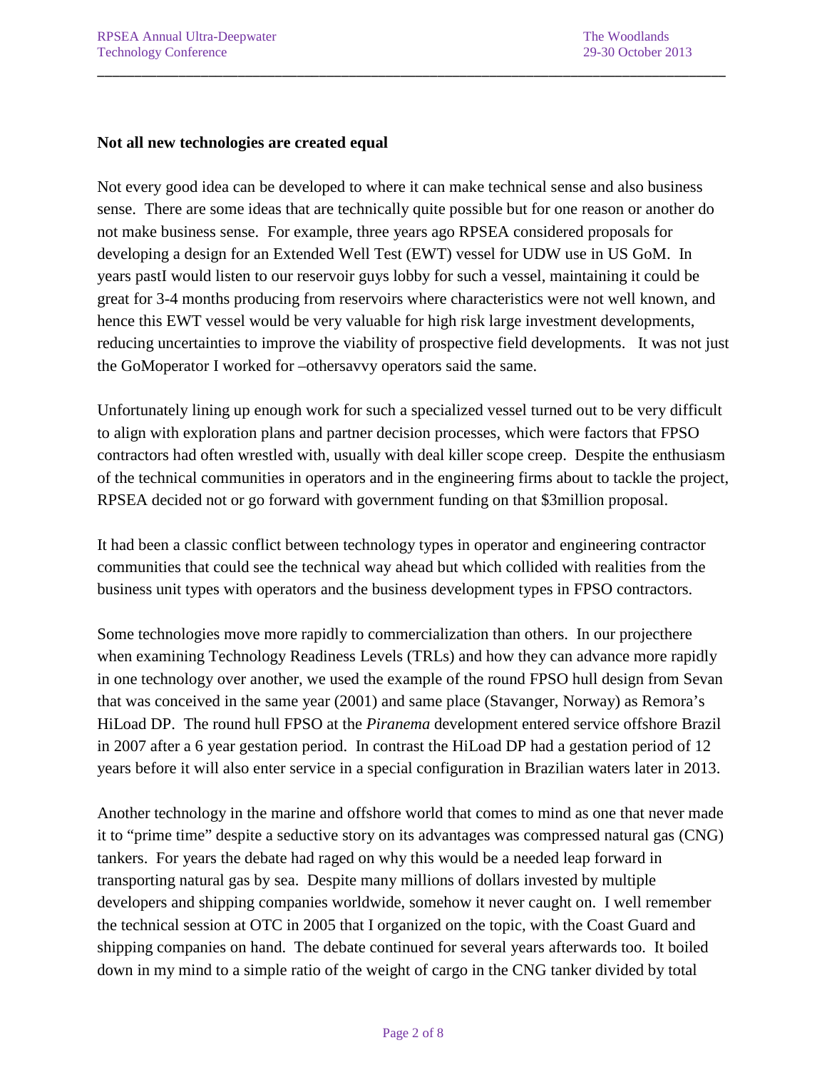**Not all new technologies are created equal**

Not every good idea can be developed to where it can make technical sense and also business sense. There are some ideas that are technically quite possible but for one reason or another do not make business sense. For example, three years ago RPSEA considered proposals for developing a design for an Extended Well Test (EWT) vessel for UDW use in US GoM. In years pastI would listen to our reservoir guys lobby for such a vessel, maintaining it could be great for 3-4 months producing from reservoirs where characteristics were not well known, and hence this EWT vessel would be very valuable for high risk large investment developments, reducing uncertainties to improve the viability of prospective field developments. It was not just the GoMoperator I worked for –othersavvy operators said the same.

Unfortunately lining up enough work for such a specialized vessel turned out to be very difficult to align with exploration plans and partner decision processes, which were factors that FPSO contractors had often wrestled with, usually with deal killer scope creep. Despite the enthusiasm of the technical communities in operators and in the engineering firms about to tackle the project, RPSEA decided not or go forward with government funding on that $3million proposal.

It had been a classic conflict between technology types in operator and engineering contractor communities that could see the technical way ahead but which collided with realities from the business unit types with operators and the business development types in FPSO contractors.

Some technologies move more rapidly to commercialization than others. In our projecthere when examining Technology Readiness Levels (TRLs) and how they can advance more rapidly in one technology over another, we used the example of the round FPSO hull design from Sevan that was conceived in the same year (2001) and same place (Stavanger, Norway) as Remora's HiLoad DP. The round hull FPSO at the *Piranema* development entered service offshore Brazil in 2007 after a 6 year gestation period. In contrast the HiLoad DP had a gestation period of 12 years before it will also enter service in a special configuration in Brazilian waters later in 2013.

Another technology in the marine and offshore world that comes to mind as one that never made it to "prime time" despite a seductive story on its advantages was compressed natural gas (CNG) tankers. For years the debate had raged on why this would be a needed leap forward in transporting natural gas by sea. Despite many millions of dollars invested by multiple developers and shipping companies worldwide, somehow it never caught on. I well remember the technical session at OTC in 2005 that I organized on the topic, with the Coast Guard and shipping companies on hand. The debate continued for several years afterwards too. It boiled down in my mind to a simple ratio of the weight of cargo in the CNG tanker divided by total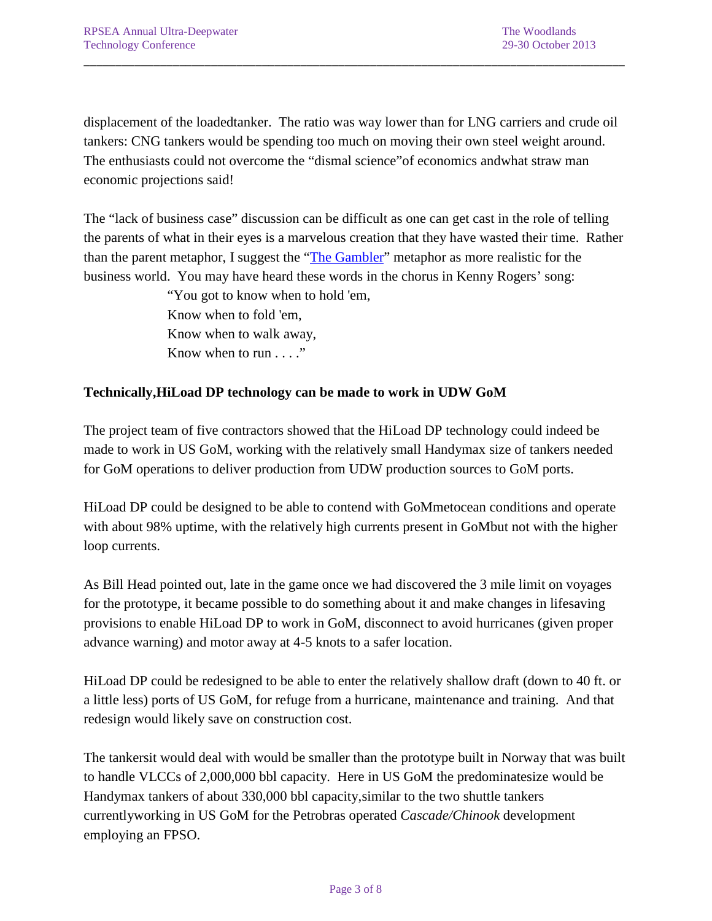displacement of the loadedtanker. The ratio was way lower than for LNG carriers and crude oil tankers: CNG tankers would be spending too much on moving their own steel weight around. The enthusiasts could not overcome the "dismal science"of economics andwhat straw man economic projections said!

The "lack of business case" discussion can be difficult as one can get cast in the role of telling the parents of what in their eyes is a marvelous creation that they have wasted their time. Rather than the parent metaphor, I suggest the "The Gambler" metaphor as more realistic for the business world. You may have heard these words in the chorus in Kenny Rogers' song:

> "You got to know when to hold 'em,
> Know when to fold 'em,
> Know when to walk away,
> Know when to run . . . ."

**Technically,HiLoad DP technology can be made to work in UDW GoM**

The project team of five contractors showed that the HiLoad DP technology could indeed be made to work in US GoM, working with the relatively small Handymax size of tankers needed for GoM operations to deliver production from UDW production sources to GoM ports.

HiLoad DP could be designed to be able to contend with GoMmetocean conditions and operate with about 98% uptime, with the relatively high currents present in GoMbut not with the higher loop currents.

As Bill Head pointed out, late in the game once we had discovered the 3 mile limit on voyages for the prototype, it became possible to do something about it and make changes in lifesaving provisions to enable HiLoad DP to work in GoM, disconnect to avoid hurricanes (given proper advance warning) and motor away at 4-5 knots to a safer location.

HiLoad DP could be redesigned to be able to enter the relatively shallow draft (down to 40 ft. or a little less) ports of US GoM, for refuge from a hurricane, maintenance and training. And that redesign would likely save on construction cost.

The tankersit would deal with would be smaller than the prototype built in Norway that was built to handle VLCCs of 2,000,000 bbl capacity. Here in US GoM the predominatesize would be Handymax tankers of about 330,000 bbl capacity,similar to the two shuttle tankers currentlyworking in US GoM for the Petrobras operated *Cascade/Chinook* development employing an FPSO.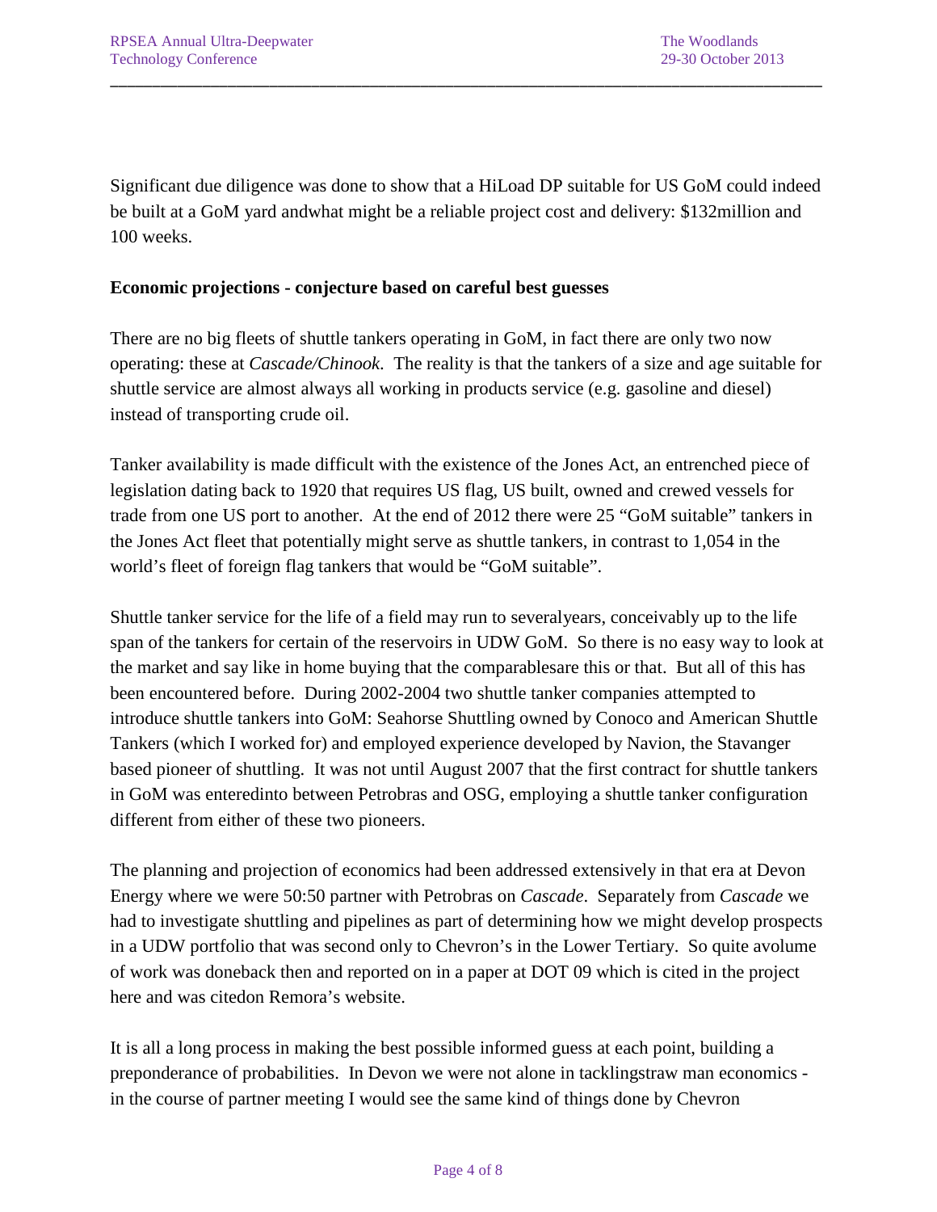Significant due diligence was done to show that a HiLoad DP suitable for US GoM could indeed be built at a GoM yard andwhat might be a reliable project cost and delivery: \$132million and 100 weeks.

**Economic projections - conjecture based on careful best guesses**

There are no big fleets of shuttle tankers operating in GoM, in fact there are only two now operating: these at *Cascade/Chinook*. The reality is that the tankers of a size and age suitable for shuttle service are almost always all working in products service (e.g. gasoline and diesel) instead of transporting crude oil.

Tanker availability is made difficult with the existence of the Jones Act, an entrenched piece of legislation dating back to 1920 that requires US flag, US built, owned and crewed vessels for trade from one US port to another. At the end of 2012 there were 25 "GoM suitable" tankers in the Jones Act fleet that potentially might serve as shuttle tankers, in contrast to 1,054 in the world's fleet of foreign flag tankers that would be "GoM suitable".

Shuttle tanker service for the life of a field may run to severalyears, conceivably up to the life span of the tankers for certain of the reservoirs in UDW GoM. So there is no easy way to look at the market and say like in home buying that the comparablesare this or that. But all of this has been encountered before. During 2002-2004 two shuttle tanker companies attempted to introduce shuttle tankers into GoM: Seahorse Shuttling owned by Conoco and American Shuttle Tankers (which I worked for) and employed experience developed by Navion, the Stavanger based pioneer of shuttling. It was not until August 2007 that the first contract for shuttle tankers in GoM was enteredinto between Petrobras and OSG, employing a shuttle tanker configuration different from either of these two pioneers.

The planning and projection of economics had been addressed extensively in that era at Devon Energy where we were 50:50 partner with Petrobras on *Cascade*. Separately from *Cascade* we had to investigate shuttling and pipelines as part of determining how we might develop prospects in a UDW portfolio that was second only to Chevron's in the Lower Tertiary. So quite avolume of work was doneback then and reported on in a paper at DOT 09 which is cited in the project here and was citedon Remora's website.

It is all a long process in making the best possible informed guess at each point, building a preponderance of probabilities. In Devon we were not alone in tacklingstraw man economics - in the course of partner meeting I would see the same kind of things done by Chevron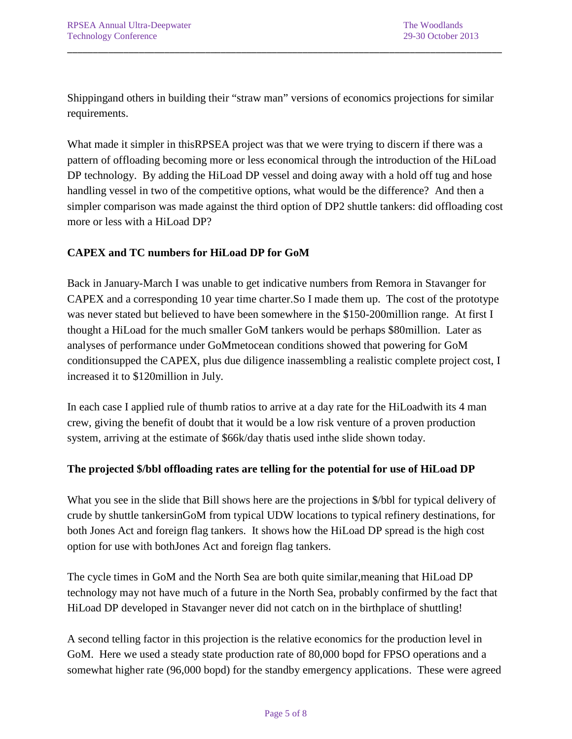Shippingand others in building their "straw man" versions of economics projections for similar requirements.

What made it simpler in thisRPSEA project was that we were trying to discern if there was a pattern of offloading becoming more or less economical through the introduction of the HiLoad DP technology. By adding the HiLoad DP vessel and doing away with a hold off tug and hose handling vessel in two of the competitive options, what would be the difference? And then a simpler comparison was made against the third option of DP2 shuttle tankers: did offloading cost more or less with a HiLoad DP?

**CAPEX and TC numbers for HiLoad DP for GoM**

Back in January-March I was unable to get indicative numbers from Remora in Stavanger for CAPEX and a corresponding 10 year time charter.So I made them up. The cost of the prototype was never stated but believed to have been somewhere in the $150-200million range. At first I thought a HiLoad for the much smaller GoM tankers would be perhaps $80million. Later as analyses of performance under GoMmetocean conditions showed that powering for GoM conditionsupped the CAPEX, plus due diligence inassembling a realistic complete project cost, I increased it to $120million in July.

In each case I applied rule of thumb ratios to arrive at a day rate for the HiLoadwith its 4 man crew, giving the benefit of doubt that it would be a low risk venture of a proven production system, arriving at the estimate of $66k/day thatis used inthe slide shown today.

**The projected $/bbl offloading rates are telling for the potential for use of HiLoad DP**

What you see in the slide that Bill shows here are the projections in $/bbl for typical delivery of crude by shuttle tankersinGoM from typical UDW locations to typical refinery destinations, for both Jones Act and foreign flag tankers. It shows how the HiLoad DP spread is the high cost option for use with bothJones Act and foreign flag tankers.

The cycle times in GoM and the North Sea are both quite similar,meaning that HiLoad DP technology may not have much of a future in the North Sea, probably confirmed by the fact that HiLoad DP developed in Stavanger never did not catch on in the birthplace of shuttling!

A second telling factor in this projection is the relative economics for the production level in GoM. Here we used a steady state production rate of 80,000 bopd for FPSO operations and a somewhat higher rate (96,000 bopd) for the standby emergency applications. These were agreed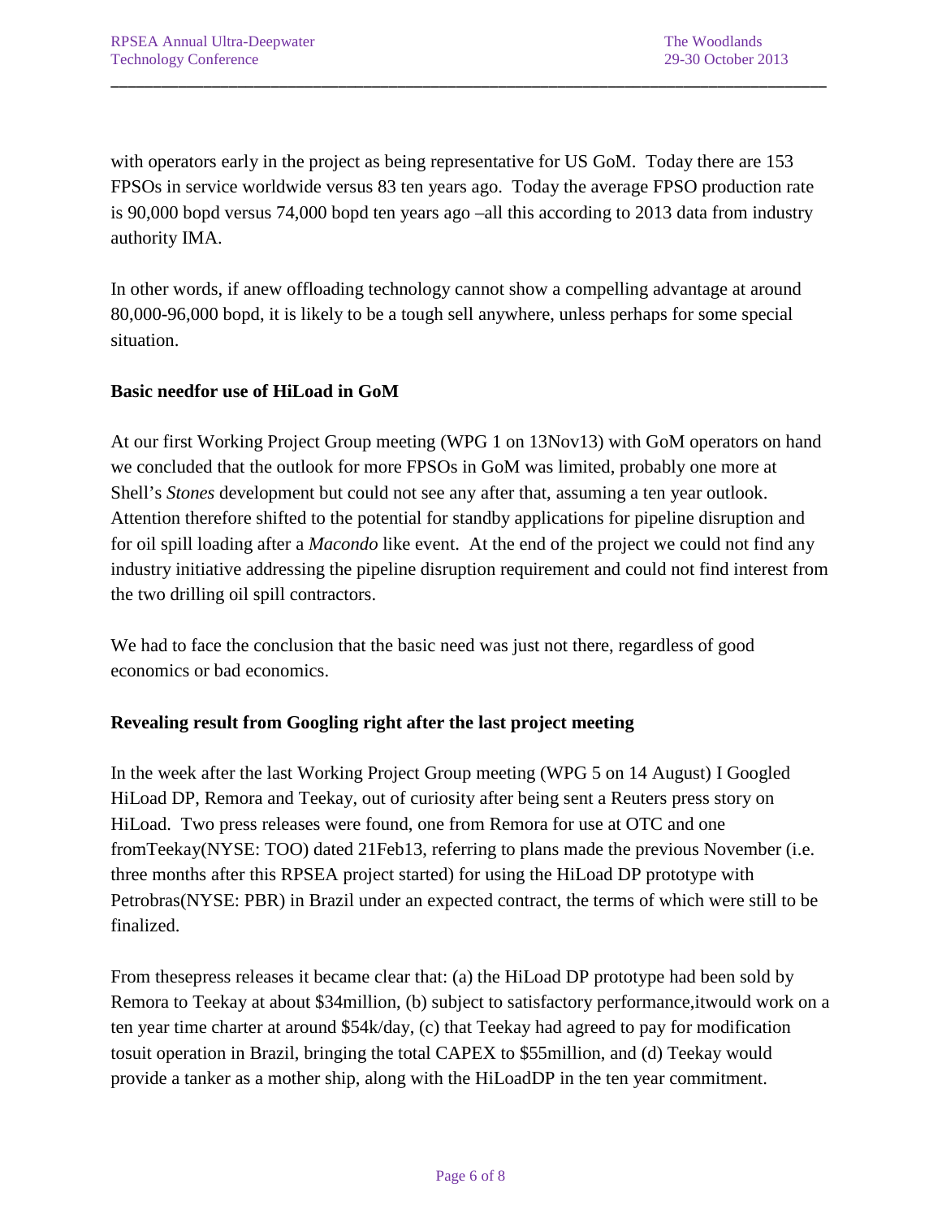with operators early in the project as being representative for US GoM. Today there are 153 FPSOs in service worldwide versus 83 ten years ago. Today the average FPSO production rate is 90,000 bopd versus 74,000 bopd ten years ago –all this according to 2013 data from industry authority IMA.

In other words, if anew offloading technology cannot show a compelling advantage at around 80,000-96,000 bopd, it is likely to be a tough sell anywhere, unless perhaps for some special situation.

**Basic needfor use of HiLoad in GoM**

At our first Working Project Group meeting (WPG 1 on 13Nov13) with GoM operators on hand we concluded that the outlook for more FPSOs in GoM was limited, probably one more at Shell's *Stones* development but could not see any after that, assuming a ten year outlook. Attention therefore shifted to the potential for standby applications for pipeline disruption and for oil spill loading after a *Macondo* like event. At the end of the project we could not find any industry initiative addressing the pipeline disruption requirement and could not find interest from the two drilling oil spill contractors.

We had to face the conclusion that the basic need was just not there, regardless of good economics or bad economics.

**Revealing result from Googling right after the last project meeting**

In the week after the last Working Project Group meeting (WPG 5 on 14 August) I Googled HiLoad DP, Remora and Teekay, out of curiosity after being sent a Reuters press story on HiLoad. Two press releases were found, one from Remora for use at OTC and one fromTeekay(NYSE: TOO) dated 21Feb13, referring to plans made the previous November (i.e. three months after this RPSEA project started) for using the HiLoad DP prototype with Petrobras(NYSE: PBR) in Brazil under an expected contract, the terms of which were still to be finalized.

From thesepress releases it became clear that: (a) the HiLoad DP prototype had been sold by Remora to Teekay at about \$34million, (b) subject to satisfactory performance,itwould work on a ten year time charter at around \$54k/day, (c) that Teekay had agreed to pay for modification tosuit operation in Brazil, bringing the total CAPEX to \$55million, and (d) Teekay would provide a tanker as a mother ship, along with the HiLoadDP in the ten year commitment.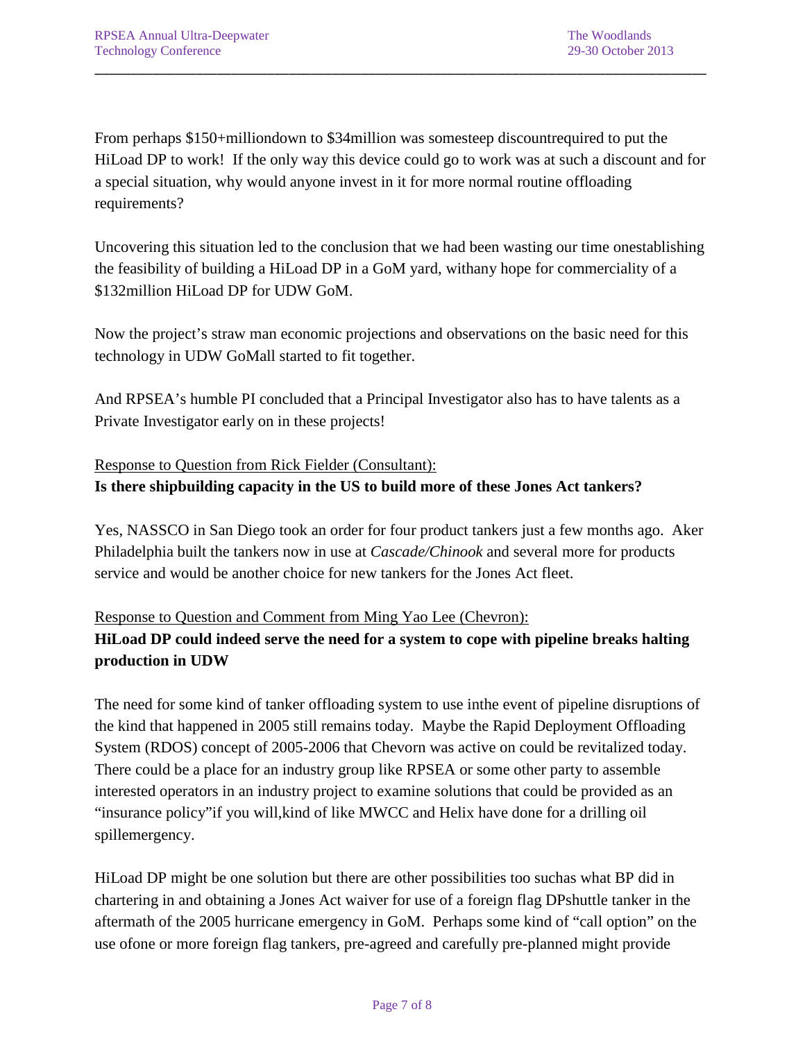From perhaps $150+milliondown to $34million was somesteep discountrequired to put the HiLoad DP to work! If the only way this device could go to work was at such a discount and for a special situation, why would anyone invest in it for more normal routine offloading requirements?

Uncovering this situation led to the conclusion that we had been wasting our time onestablishing the feasibility of building a HiLoad DP in a GoM yard, withany hope for commerciality of a $132million HiLoad DP for UDW GoM.

Now the project's straw man economic projections and observations on the basic need for this technology in UDW GoMall started to fit together.

And RPSEA's humble PI concluded that a Principal Investigator also has to have talents as a Private Investigator early on in these projects!

<u>Response to Question from Rick Fielder (Consultant):</u>
**Is there shipbuilding capacity in the US to build more of these Jones Act tankers?**

Yes, NASSCO in San Diego took an order for four product tankers just a few months ago. Aker Philadelphia built the tankers now in use at *Cascade/Chinook* and several more for products service and would be another choice for new tankers for the Jones Act fleet.

<u>Response to Question and Comment from Ming Yao Lee (Chevron):</u>
**HiLoad DP could indeed serve the need for a system to cope with pipeline breaks halting production in UDW**

The need for some kind of tanker offloading system to use inthe event of pipeline disruptions of the kind that happened in 2005 still remains today. Maybe the Rapid Deployment Offloading System (RDOS) concept of 2005-2006 that Chevron was active on could be revitalized today. There could be a place for an industry group like RPSEA or some other party to assemble interested operators in an industry project to examine solutions that could be provided as an "insurance policy"if you will,kind of like MWCC and Helix have done for a drilling oil spillemergency.

HiLoad DP might be one solution but there are other possibilities too suchas what BP did in chartering in and obtaining a Jones Act waiver for use of a foreign flag DPshuttle tanker in the aftermath of the 2005 hurricane emergency in GoM. Perhaps some kind of "call option" on the use ofone or more foreign flag tankers, pre-agreed and carefully pre-planned might provide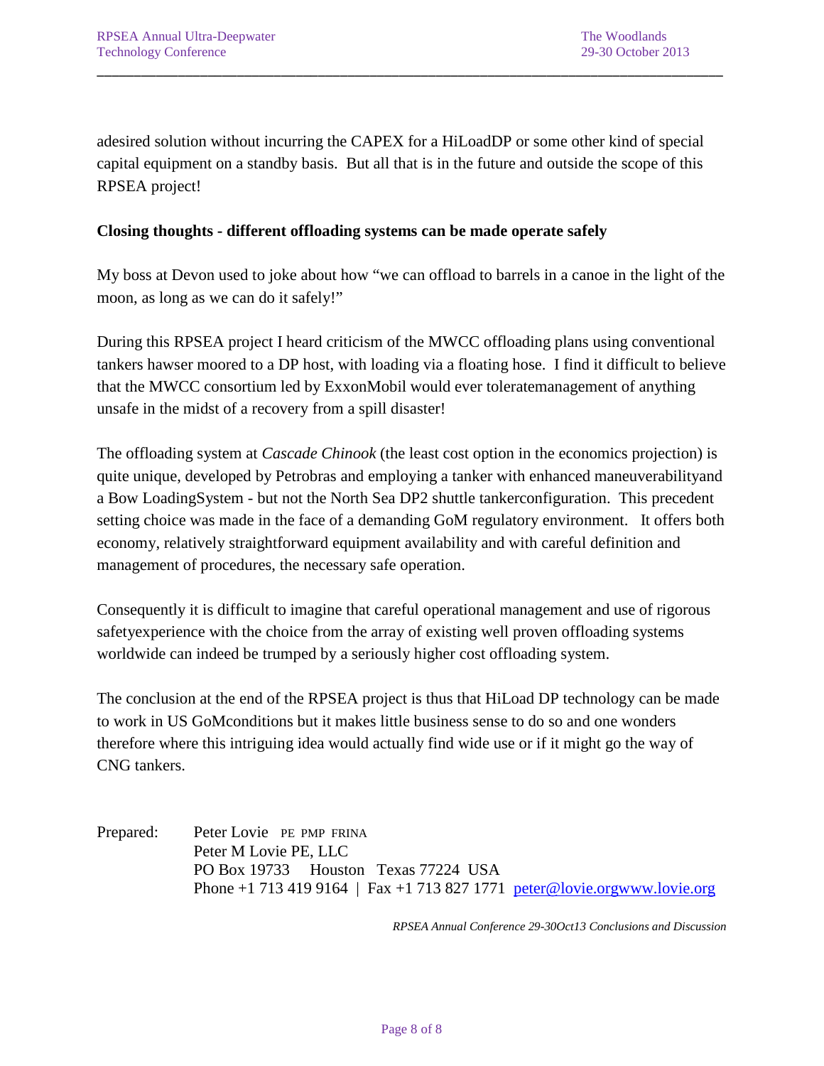adesired solution without incurring the CAPEX for a HiLoadDP or some other kind of special capital equipment on a standby basis. But all that is in the future and outside the scope of this RPSEA project!

**Closing thoughts - different offloading systems can be made operate safely**

My boss at Devon used to joke about how "we can offload to barrels in a canoe in the light of the moon, as long as we can do it safely!"

During this RPSEA project I heard criticism of the MWCC offloading plans using conventional tankers hawser moored to a DP host, with loading via a floating hose. I find it difficult to believe that the MWCC consortium led by ExxonMobil would ever toleratemanagement of anything unsafe in the midst of a recovery from a spill disaster!

The offloading system at *Cascade Chinook* (the least cost option in the economics projection) is quite unique, developed by Petrobras and employing a tanker with enhanced maneuverabilityand a Bow LoadingSystem - but not the North Sea DP2 shuttle tankerconfiguration. This precedent setting choice was made in the face of a demanding GoM regulatory environment. It offers both economy, relatively straightforward equipment availability and with careful definition and management of procedures, the necessary safe operation.

Consequently it is difficult to imagine that careful operational management and use of rigorous safetyexperience with the choice from the array of existing well proven offloading systems worldwide can indeed be trumped by a seriously higher cost offloading system.

The conclusion at the end of the RPSEA project is thus that HiLoad DP technology can be made to work in US GoMconditions but it makes little business sense to do so and one wonders therefore where this intriguing idea would actually find wide use or if it might go the way of CNG tankers.

Prepared: Peter Lovie PE PMP FRINA
Peter M Lovie PE, LLC
PO Box 19733 Houston Texas 77224 USA
Phone +1 713 419 9164 | Fax +1 713 827 1771 peter@lovie.orgwww.lovie.org

*RPSEA Annual Conference 29-30Oct13 Conclusions and Discussion*